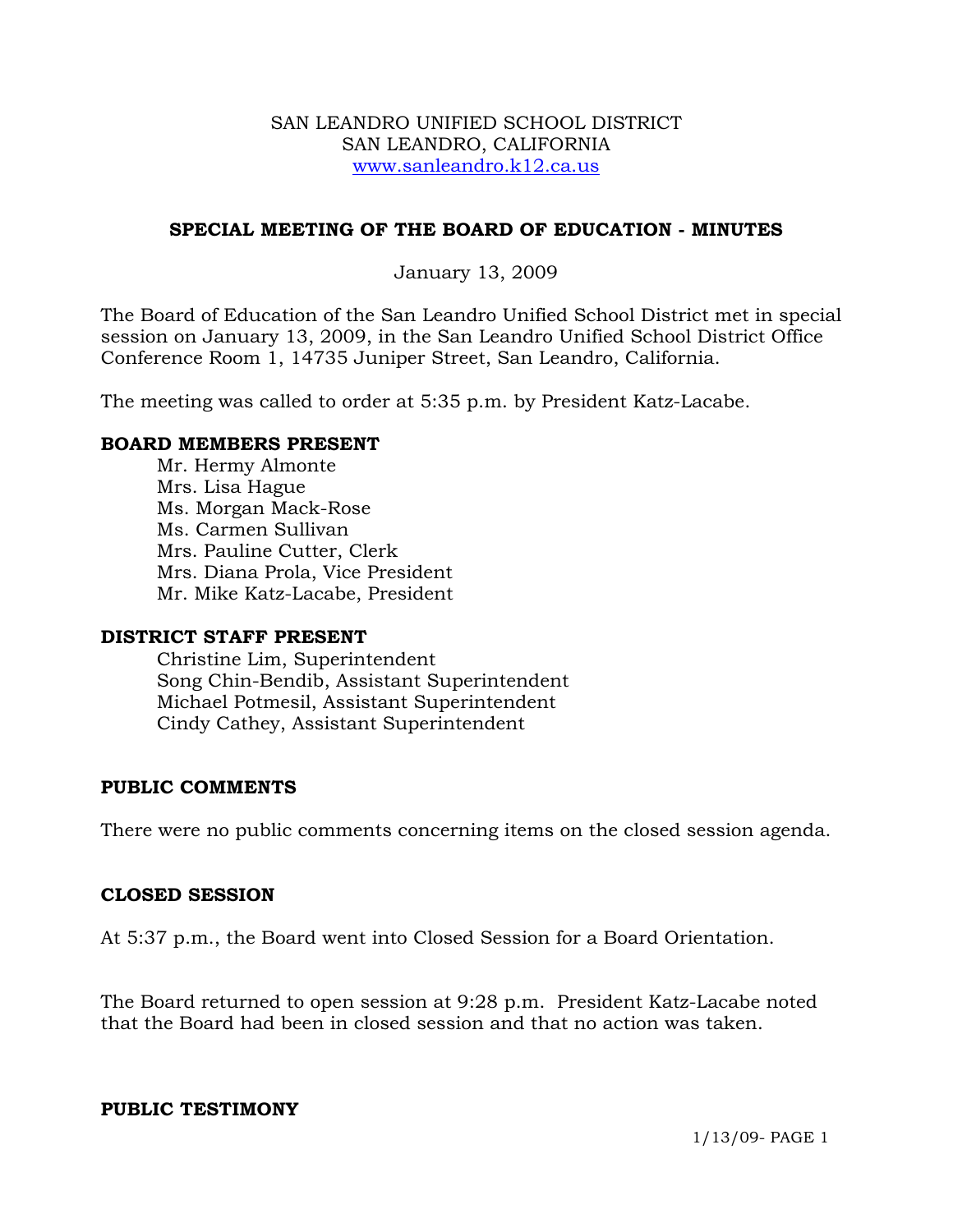SAN LEANDRO UNIFIED SCHOOL DISTRICT
SAN LEANDRO, CALIFORNIA
www.sanleandro.k12.ca.us

## SPECIAL MEETING OF THE BOARD OF EDUCATION - MINUTES

January 13, 2009

The Board of Education of the San Leandro Unified School District met in special session on January 13, 2009, in the San Leandro Unified School District Office Conference Room 1, 14735 Juniper Street, San Leandro, California.

The meeting was called to order at 5:35 p.m. by President Katz-Lacabe.

### BOARD MEMBERS PRESENT

Mr. Hermy Almonte
Mrs. Lisa Hague
Ms. Morgan Mack-Rose
Ms. Carmen Sullivan
Mrs. Pauline Cutter, Clerk
Mrs. Diana Prola, Vice President
Mr. Mike Katz-Lacabe, President

### DISTRICT STAFF PRESENT

Christine Lim, Superintendent
Song Chin-Bendib, Assistant Superintendent
Michael Potmesil, Assistant Superintendent
Cindy Cathey, Assistant Superintendent

### PUBLIC COMMENTS

There were no public comments concerning items on the closed session agenda.

### CLOSED SESSION

At 5:37 p.m., the Board went into Closed Session for a Board Orientation.

The Board returned to open session at 9:28 p.m. President Katz-Lacabe noted that the Board had been in closed session and that no action was taken.

### PUBLIC TESTIMONY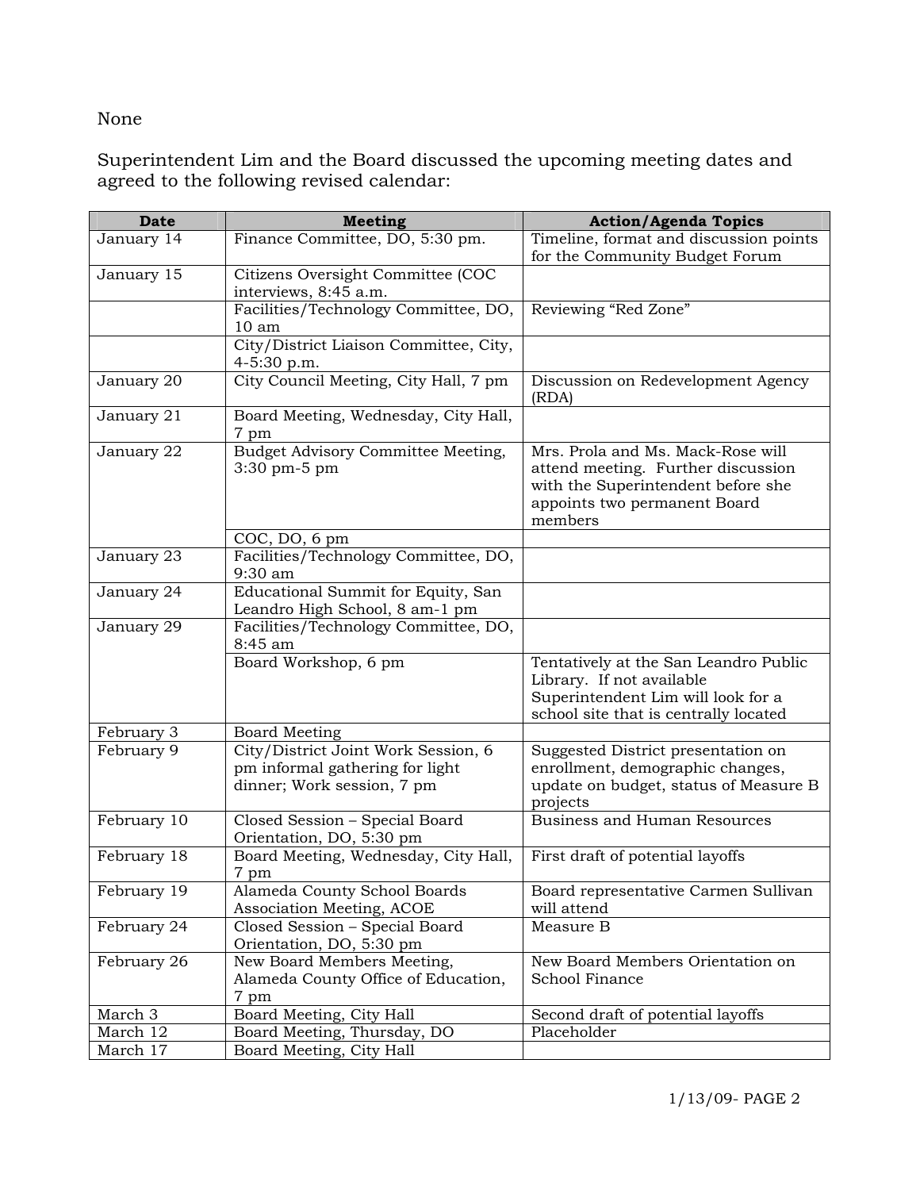None

Superintendent Lim and the Board discussed the upcoming meeting dates and agreed to the following revised calendar:

| Date | Meeting | Action/Agenda Topics |
|---|---|---|
| January 14 | Finance Committee, DO, 5:30 pm. | Timeline, format and discussion points for the Community Budget Forum |
| January 15 | Citizens Oversight Committee (COC interviews, 8:45 a.m. | |
| | Facilities/Technology Committee, DO, 10 am | Reviewing "Red Zone" |
| | City/District Liaison Committee, City, 4-5:30 p.m. | |
| January 20 | City Council Meeting, City Hall, 7 pm | Discussion on Redevelopment Agency (RDA) |
| January 21 | Board Meeting, Wednesday, City Hall, 7 pm | |
| January 22 | Budget Advisory Committee Meeting, 3:30 pm-5 pm | Mrs. Prola and Ms. Mack-Rose will attend meeting. Further discussion with the Superintendent before she appoints two permanent Board members |
| | COC, DO, 6 pm | |
| January 23 | Facilities/Technology Committee, DO, 9:30 am | |
| January 24 | Educational Summit for Equity, San Leandro High School, 8 am-1 pm | |
| January 29 | Facilities/Technology Committee, DO, 8:45 am | |
| | Board Workshop, 6 pm | Tentatively at the San Leandro Public Library. If not available Superintendent Lim will look for a school site that is centrally located |
| February 3 | Board Meeting | |
| February 9 | City/District Joint Work Session, 6 pm informal gathering for light dinner; Work session, 7 pm | Suggested District presentation on enrollment, demographic changes, update on budget, status of Measure B projects |
| February 10 | Closed Session – Special Board Orientation, DO, 5:30 pm | Business and Human Resources |
| February 18 | Board Meeting, Wednesday, City Hall, 7 pm | First draft of potential layoffs |
| February 19 | Alameda County School Boards Association Meeting, ACOE | Board representative Carmen Sullivan will attend |
| February 24 | Closed Session – Special Board Orientation, DO, 5:30 pm | Measure B |
| February 26 | New Board Members Meeting, Alameda County Office of Education, 7 pm | New Board Members Orientation on School Finance |
| March 3 | Board Meeting, City Hall | Second draft of potential layoffs |
| March 12 | Board Meeting, Thursday, DO | Placeholder |
| March 17 | Board Meeting, City Hall | |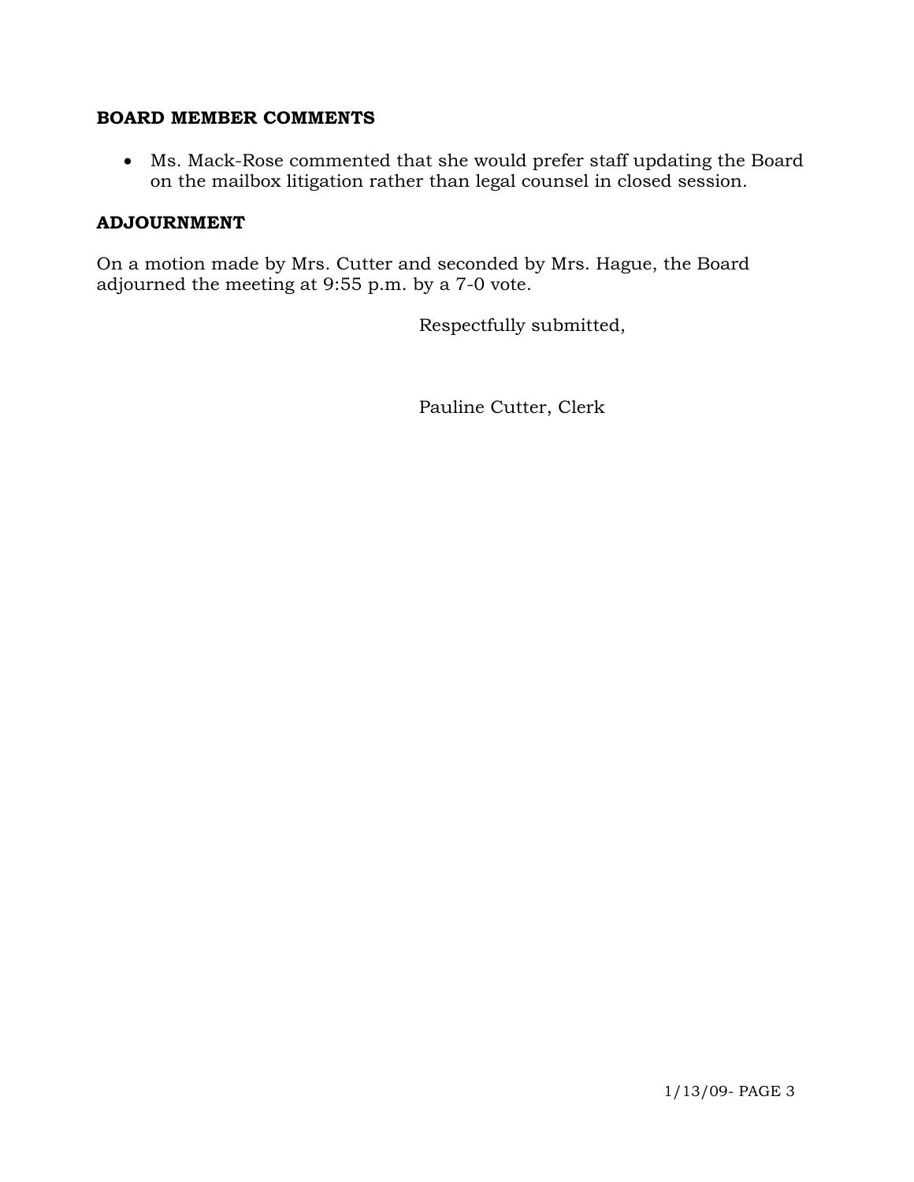## BOARD MEMBER COMMENTS

- Ms. Mack-Rose commented that she would prefer staff updating the Board on the mailbox litigation rather than legal counsel in closed session.

## ADJOURNMENT

On a motion made by Mrs. Cutter and seconded by Mrs. Hague, the Board adjourned the meeting at 9:55 p.m. by a 7-0 vote.

Respectfully submitted,

Pauline Cutter, Clerk